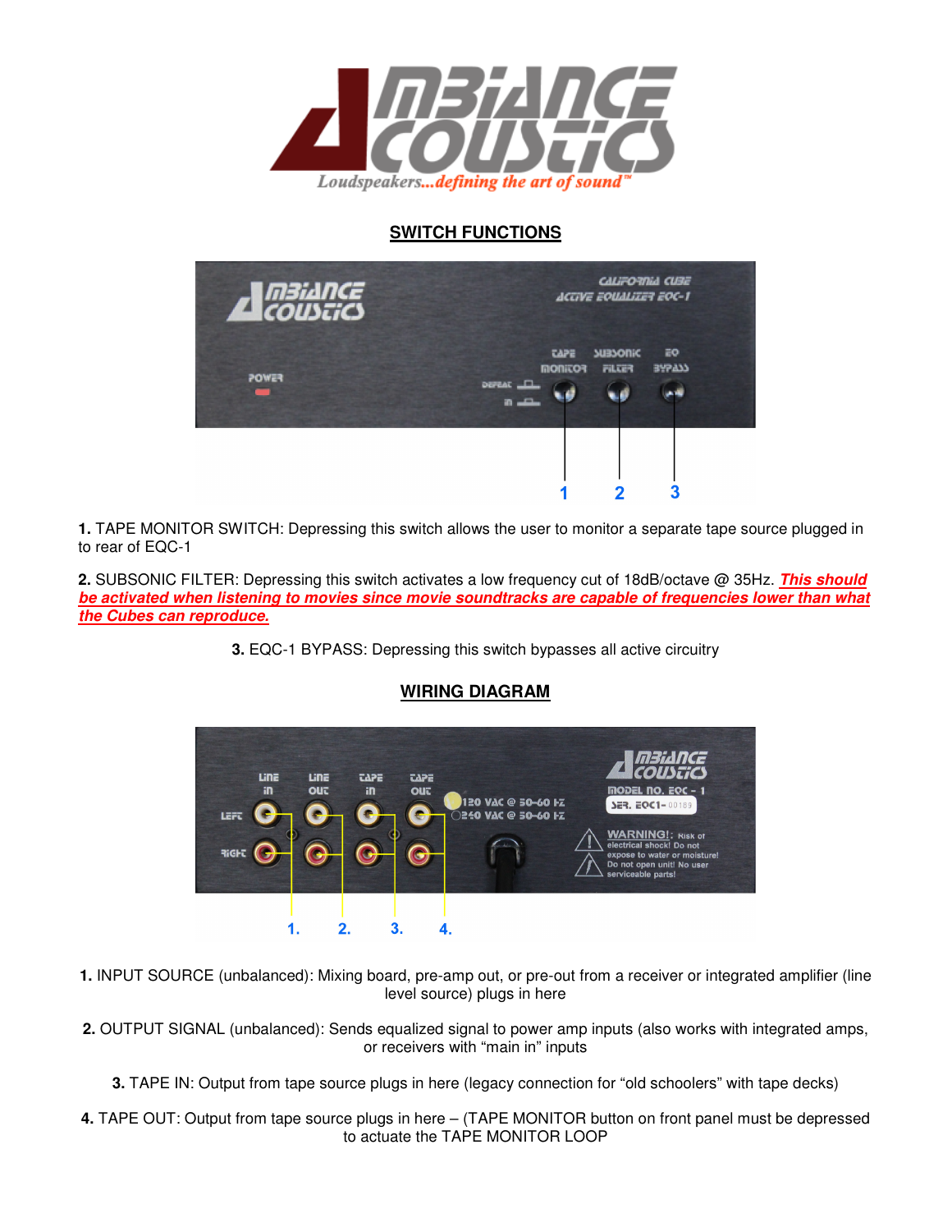## SWITCH FUNCTIONS

**1.** TAPE MONITOR SWITCH: Depressing this switch allows the user to monitor a separate tape source plugged in to rear of EQC-1

**2.** SUBSONIC FILTER: Depressing this switch activates a low frequency cut of 18dB/octave @ 35Hz. ***This should be activated when listening to movies since movie soundtracks are capable of frequencies lower than what the Cubes can reproduce.***

**3.** EQC-1 BYPASS: Depressing this switch bypasses all active circuitry

## WIRING DIAGRAM

**1.** INPUT SOURCE (unbalanced): Mixing board, pre-amp out, or pre-out from a receiver or integrated amplifier (line level source) plugs in here

**2.** OUTPUT SIGNAL (unbalanced): Sends equalized signal to power amp inputs (also works with integrated amps, or receivers with "main in" inputs

**3.** TAPE IN: Output from tape source plugs in here (legacy connection for "old schoolers" with tape decks)

**4.** TAPE OUT: Output from tape source plugs in here – (TAPE MONITOR button on front panel must be depressed to actuate the TAPE MONITOR LOOP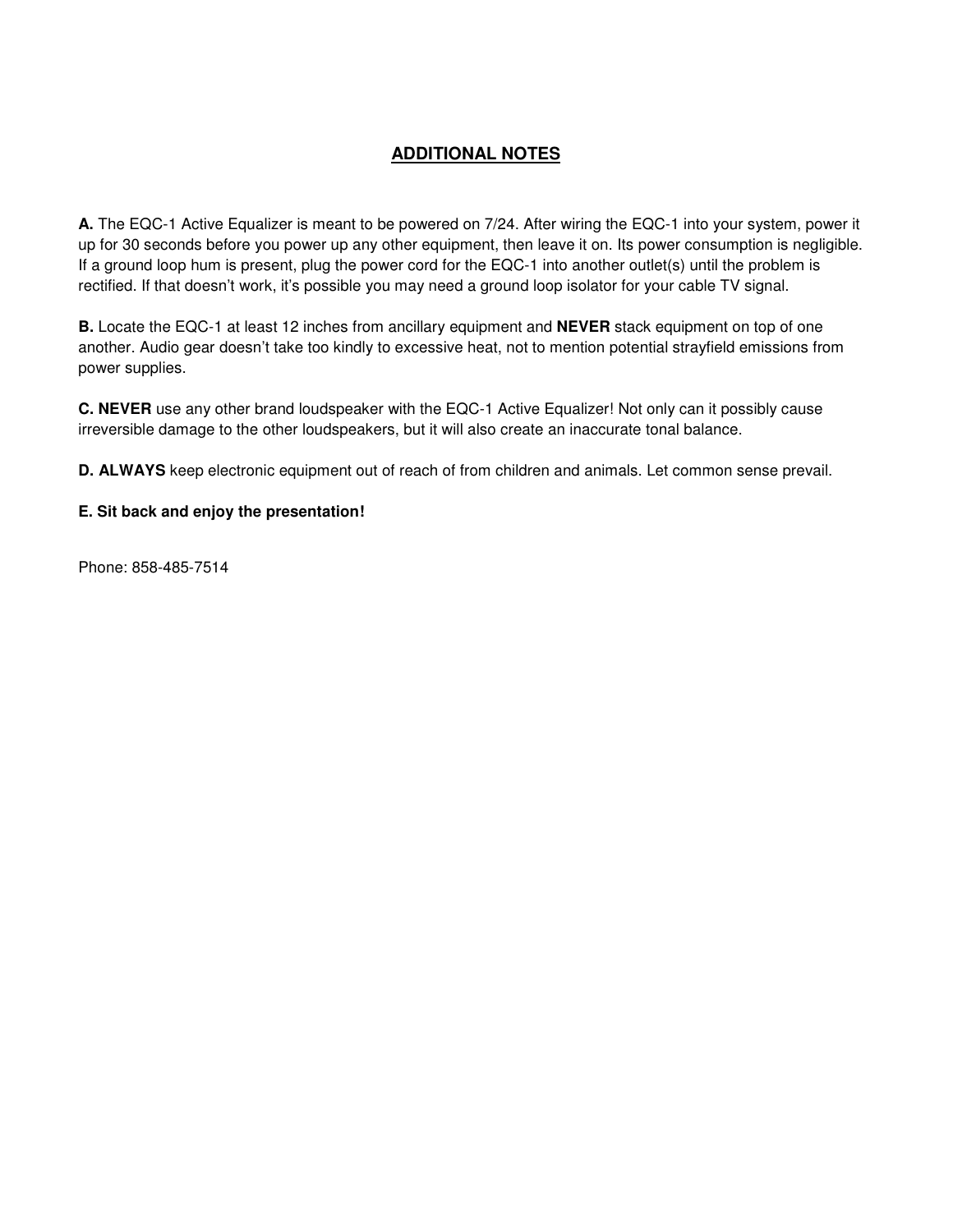## ADDITIONAL NOTES

**A.** The EQC-1 Active Equalizer is meant to be powered on 7/24. After wiring the EQC-1 into your system, power it up for 30 seconds before you power up any other equipment, then leave it on. Its power consumption is negligible. If a ground loop hum is present, plug the power cord for the EQC-1 into another outlet(s) until the problem is rectified. If that doesn't work, it's possible you may need a ground loop isolator for your cable TV signal.

**B.** Locate the EQC-1 at least 12 inches from ancillary equipment and **NEVER** stack equipment on top of one another. Audio gear doesn't take too kindly to excessive heat, not to mention potential strayfield emissions from power supplies.

**C. NEVER** use any other brand loudspeaker with the EQC-1 Active Equalizer! Not only can it possibly cause irreversible damage to the other loudspeakers, but it will also create an inaccurate tonal balance.

**D. ALWAYS** keep electronic equipment out of reach of from children and animals. Let common sense prevail.

**E. Sit back and enjoy the presentation!**

Phone: 858-485-7514